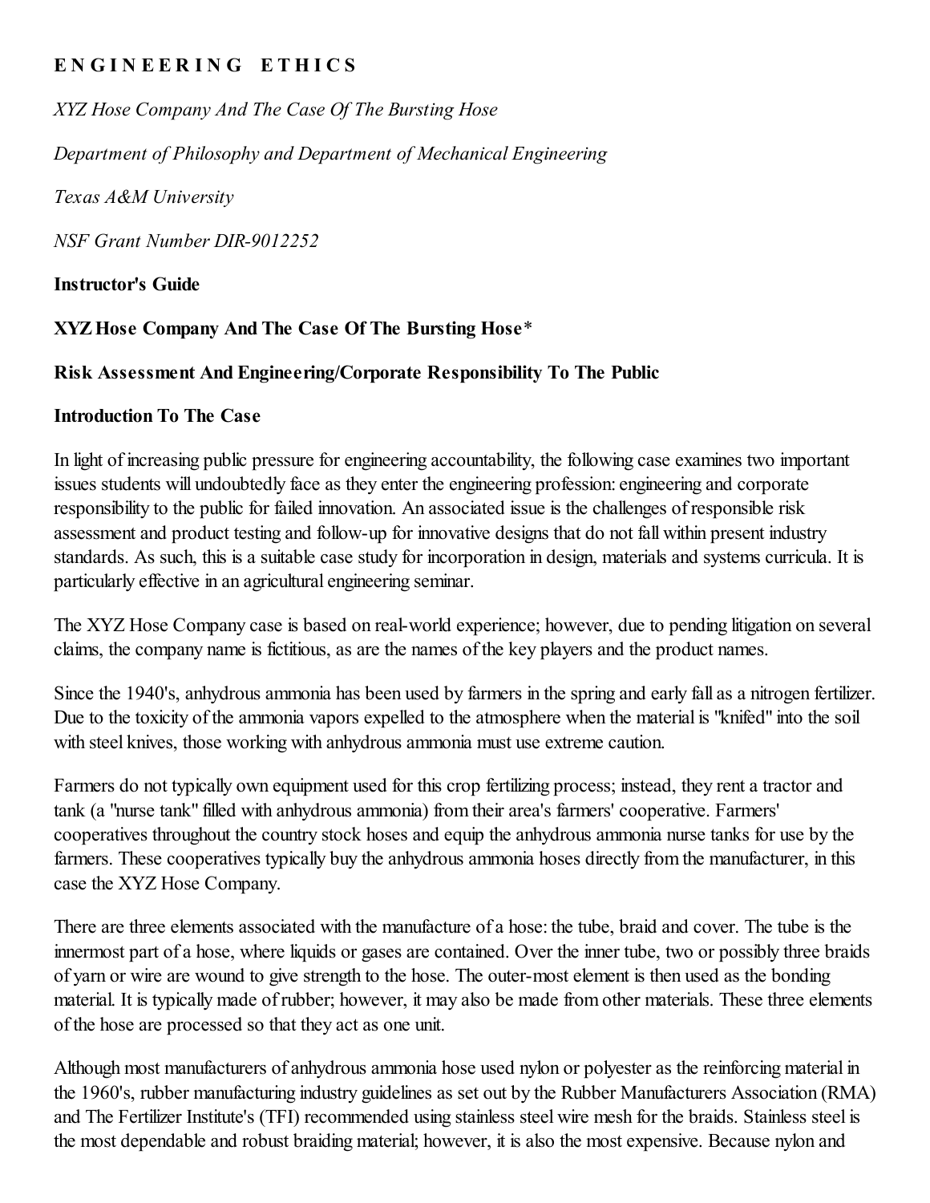# ENGINEERING ETHICS

*XYZ Hose Company And The Case Of The Bursting Hose*

*Department of Philosophy and Department of Mechanical Engineering*

*Texas A&M University*

*NSF Grant Number DIR-9012252*

**Instructor's Guide**

**XYZ Hose Company And The Case Of The Bursting Hose***

**Risk Assessment And Engineering/Corporate Responsibility To The Public**

**Introduction To The Case**

In light of increasing public pressure for engineering accountability, the following case examines two important issues students will undoubtedly face as they enter the engineering profession: engineering and corporate responsibility to the public for failed innovation. An associated issue is the challenges of responsible risk assessment and product testing and follow-up for innovative designs that do not fall within present industry standards. As such, this is a suitable case study for incorporation in design, materials and systems curricula. It is particularly effective in an agricultural engineering seminar.

The XYZ Hose Company case is based on real-world experience; however, due to pending litigation on several claims, the company name is fictitious, as are the names of the key players and the product names.

Since the 1940's, anhydrous ammonia has been used by farmers in the spring and early fall as a nitrogen fertilizer. Due to the toxicity of the ammonia vapors expelled to the atmosphere when the material is "knifed" into the soil with steel knives, those working with anhydrous ammonia must use extreme caution.

Farmers do not typically own equipment used for this crop fertilizing process; instead, they rent a tractor and tank (a "nurse tank" filled with anhydrous ammonia) from their area's farmers' cooperative. Farmers' cooperatives throughout the country stock hoses and equip the anhydrous ammonia nurse tanks for use by the farmers. These cooperatives typically buy the anhydrous ammonia hoses directly from the manufacturer, in this case the XYZ Hose Company.

There are three elements associated with the manufacture of a hose: the tube, braid and cover. The tube is the innermost part of a hose, where liquids or gases are contained. Over the inner tube, two or possibly three braids of yarn or wire are wound to give strength to the hose. The outer-most element is then used as the bonding material. It is typically made of rubber; however, it may also be made from other materials. These three elements of the hose are processed so that they act as one unit.

Although most manufacturers of anhydrous ammonia hose used nylon or polyester as the reinforcing material in the 1960's, rubber manufacturing industry guidelines as set out by the Rubber Manufacturers Association (RMA) and The Fertilizer Institute's (TFI) recommended using stainless steel wire mesh for the braids. Stainless steel is the most dependable and robust braiding material; however, it is also the most expensive. Because nylon and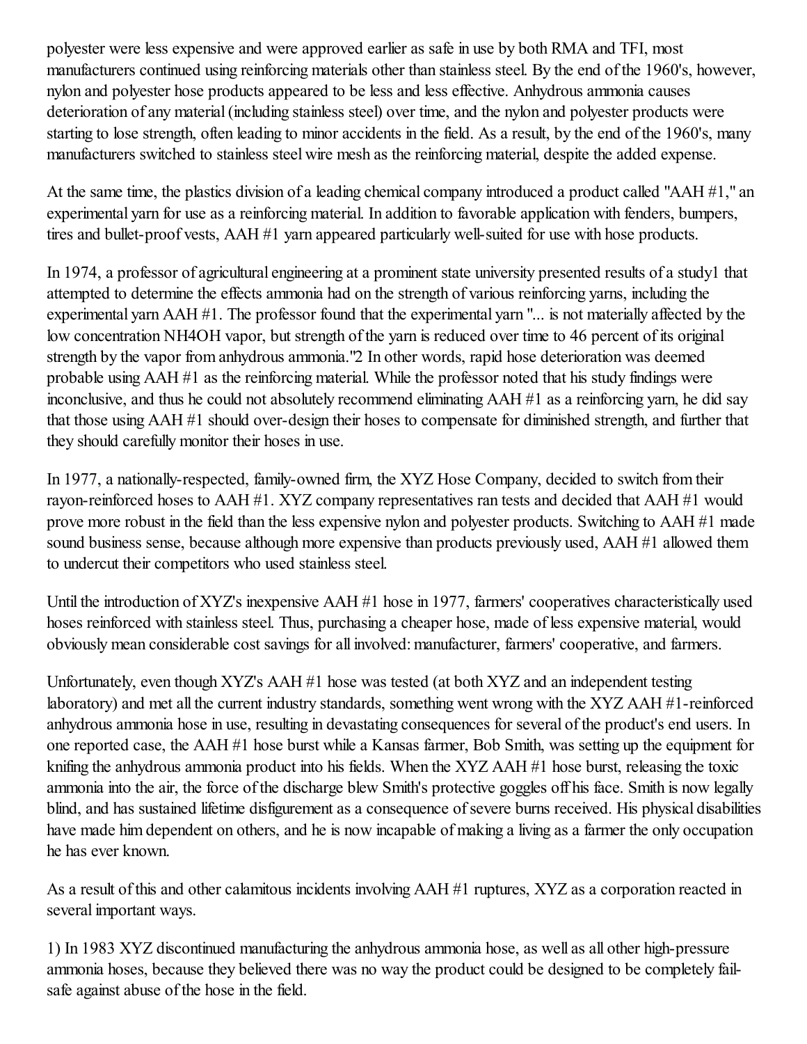polyester were less expensive and were approved earlier as safe in use by both RMA and TFI, most manufacturers continued using reinforcing materials other than stainless steel. By the end of the 1960's, however, nylon and polyester hose products appeared to be less and less effective. Anhydrous ammonia causes deterioration of any material (including stainless steel) over time, and the nylon and polyester products were starting to lose strength, often leading to minor accidents in the field. As a result, by the end of the 1960's, many manufacturers switched to stainless steel wire mesh as the reinforcing material, despite the added expense.

At the same time, the plastics division of a leading chemical company introduced a product called "AAH #1," an experimental yarn for use as a reinforcing material. In addition to favorable application with fenders, bumpers, tires and bullet-proof vests, AAH #1 yarn appeared particularly well-suited for use with hose products.

In 1974, a professor of agricultural engineering at a prominent state university presented results of a study[1] that attempted to determine the effects ammonia had on the strength of various reinforcing yarns, including the experimental yarn AAH #1. The professor found that the experimental yarn "... is not materially affected by the low concentration $NH_4OH$ vapor, but strength of the yarn is reduced over time to 46 percent of its original strength by the vapor from anhydrous ammonia."[2] In other words, rapid hose deterioration was deemed probable using AAH #1 as the reinforcing material. While the professor noted that his study findings were inconclusive, and thus he could not absolutely recommend eliminating AAH #1 as a reinforcing yarn, he did say that those using AAH #1 should over-design their hoses to compensate for diminished strength, and further that they should carefully monitor their hoses in use.

In 1977, a nationally-respected, family-owned firm, the XYZ Hose Company, decided to switch from their rayon-reinforced hoses to AAH #1. XYZ company representatives ran tests and decided that AAH #1 would prove more robust in the field than the less expensive nylon and polyester products. Switching to AAH #1 made sound business sense, because although more expensive than products previously used, AAH #1 allowed them to undercut their competitors who used stainless steel.

Until the introduction of XYZ's inexpensive AAH #1 hose in 1977, farmers' cooperatives characteristically used hoses reinforced with stainless steel. Thus, purchasing a cheaper hose, made of less expensive material, would obviously mean considerable cost savings for all involved: manufacturer, farmers' cooperative, and farmers.

Unfortunately, even though XYZ's AAH #1 hose was tested (at both XYZ and an independent testing laboratory) and met all the current industry standards, something went wrong with the XYZ AAH #1-reinforced anhydrous ammonia hose in use, resulting in devastating consequences for several of the product's end users. In one reported case, the AAH #1 hose burst while a Kansas farmer, Bob Smith, was setting up the equipment for knifing the anhydrous ammonia product into his fields. When the XYZ AAH #1 hose burst, releasing the toxic ammonia into the air, the force of the discharge blew Smith's protective goggles off his face. Smith is now legally blind, and has sustained lifetime disfigurement as a consequence of severe burns received. His physical disabilities have made him dependent on others, and he is now incapable of making a living as a farmer the only occupation he has ever known.

As a result of this and other calamitous incidents involving AAH #1 ruptures, XYZ as a corporation reacted in several important ways.

1) In 1983 XYZ discontinued manufacturing the anhydrous ammonia hose, as well as all other high-pressure ammonia hoses, because they believed there was no way the product could be designed to be completely fail-safe against abuse of the hose in the field.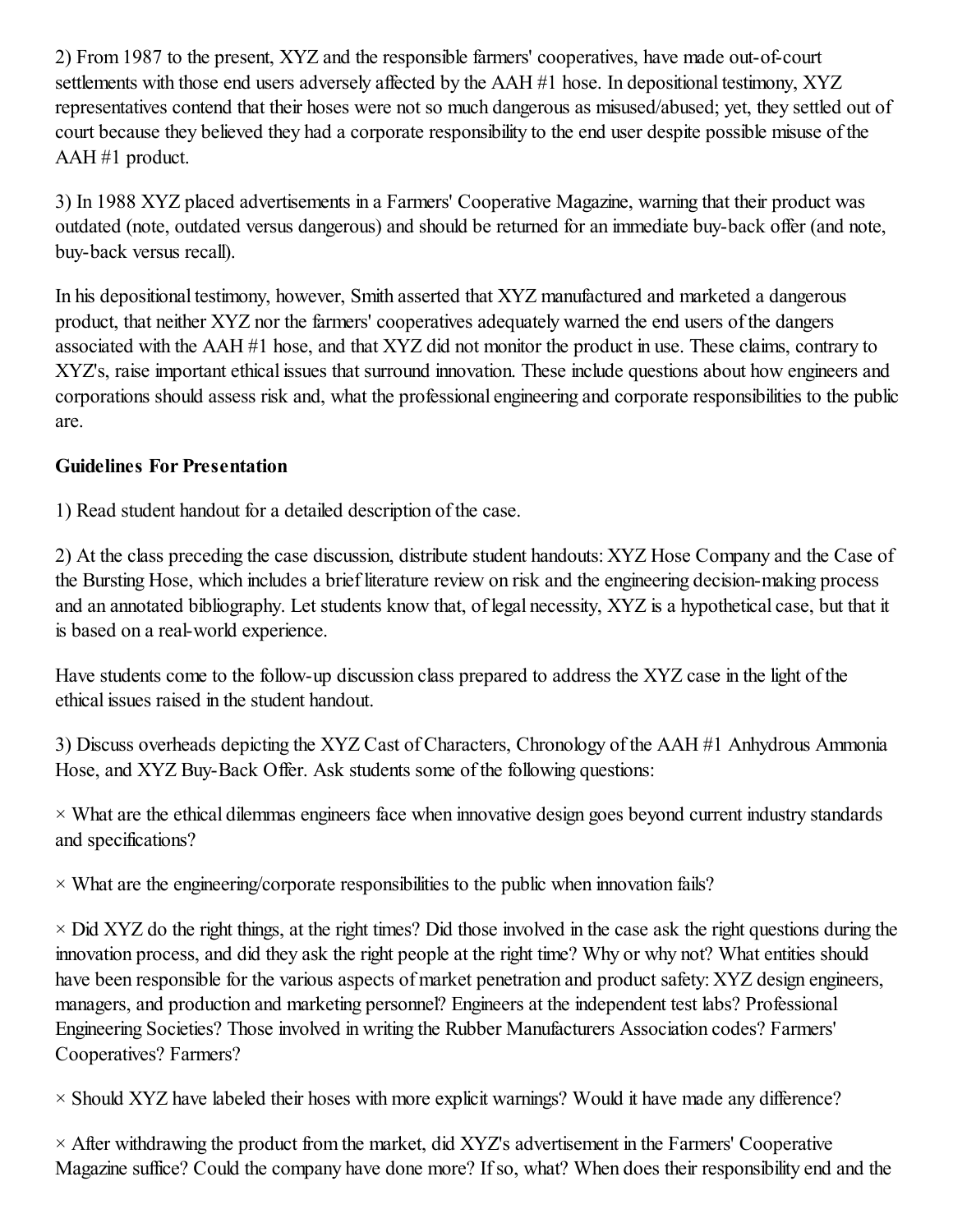2) From 1987 to the present, XYZ and the responsible farmers' cooperatives, have made out-of-court settlements with those end users adversely affected by the AAH #1 hose. In depositional testimony, XYZ representatives contend that their hoses were not so much dangerous as misused/abused; yet, they settled out of court because they believed they had a corporate responsibility to the end user despite possible misuse of the AAH #1 product.

3) In 1988 XYZ placed advertisements in a Farmers' Cooperative Magazine, warning that their product was outdated (note, outdated versus dangerous) and should be returned for an immediate buy-back offer (and note, buy-back versus recall).

In his depositional testimony, however, Smith asserted that XYZ manufactured and marketed a dangerous product, that neither XYZ nor the farmers' cooperatives adequately warned the end users of the dangers associated with the AAH #1 hose, and that XYZ did not monitor the product in use. These claims, contrary to XYZ's, raise important ethical issues that surround innovation. These include questions about how engineers and corporations should assess risk and, what the professional engineering and corporate responsibilities to the public are.

**Guidelines For Presentation**

1) Read student handout for a detailed description of the case.

2) At the class preceding the case discussion, distribute student handouts: XYZ Hose Company and the Case of the Bursting Hose, which includes a brief literature review on risk and the engineering decision-making process and an annotated bibliography. Let students know that, of legal necessity, XYZ is a hypothetical case, but that it is based on a real-world experience.

Have students come to the follow-up discussion class prepared to address the XYZ case in the light of the ethical issues raised in the student handout.

3) Discuss overheads depicting the XYZ Cast of Characters, Chronology of the AAH #1 Anhydrous Ammonia Hose, and XYZ Buy-Back Offer. Ask students some of the following questions:

× What are the ethical dilemmas engineers face when innovative design goes beyond current industry standards and specifications?

× What are the engineering/corporate responsibilities to the public when innovation fails?

× Did XYZ do the right things, at the right times? Did those involved in the case ask the right questions during the innovation process, and did they ask the right people at the right time? Why or why not? What entities should have been responsible for the various aspects of market penetration and product safety: XYZ design engineers, managers, and production and marketing personnel? Engineers at the independent test labs? Professional Engineering Societies? Those involved in writing the Rubber Manufacturers Association codes? Farmers' Cooperatives? Farmers?

× Should XYZ have labeled their hoses with more explicit warnings? Would it have made any difference?

× After withdrawing the product from the market, did XYZ's advertisement in the Farmers' Cooperative Magazine suffice? Could the company have done more? If so, what? When does their responsibility end and the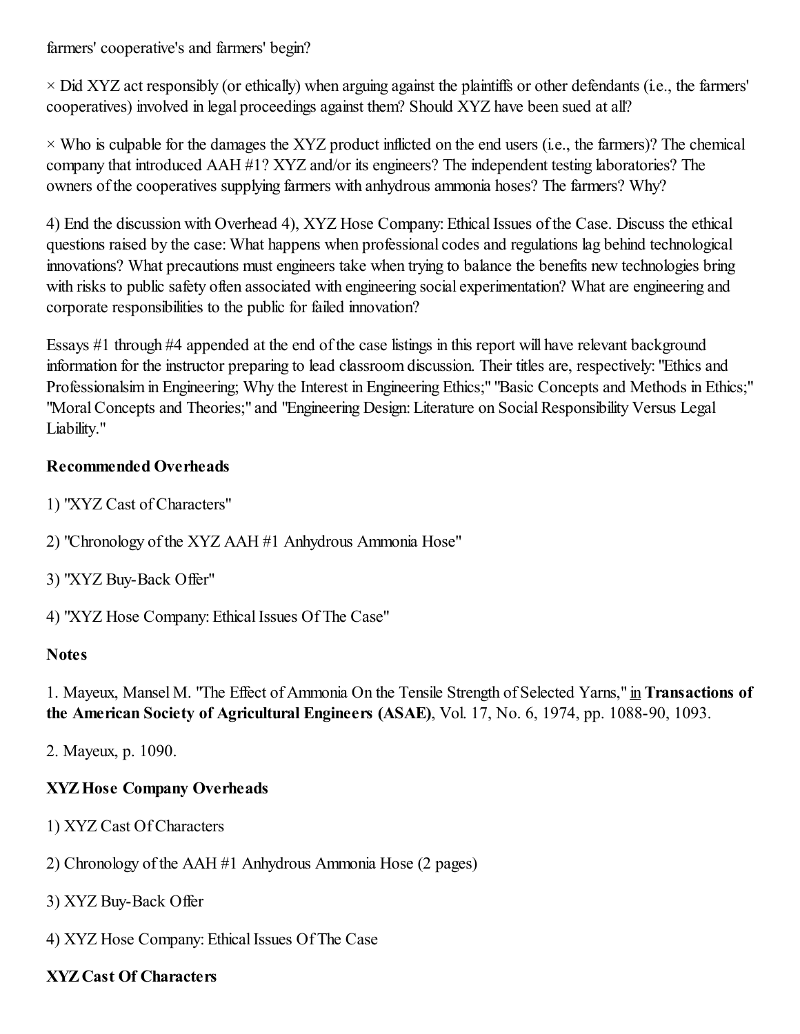farmers' cooperative's and farmers' begin?

× Did XYZ act responsibly (or ethically) when arguing against the plaintiffs or other defendants (i.e., the farmers' cooperatives) involved in legal proceedings against them? Should XYZ have been sued at all?

× Who is culpable for the damages the XYZ product inflicted on the end users (i.e., the farmers)? The chemical company that introduced AAH #1? XYZ and/or its engineers? The independent testing laboratories? The owners of the cooperatives supplying farmers with anhydrous ammonia hoses? The farmers? Why?

4) End the discussion with Overhead 4), XYZ Hose Company: Ethical Issues of the Case. Discuss the ethical questions raised by the case: What happens when professional codes and regulations lag behind technological innovations? What precautions must engineers take when trying to balance the benefits new technologies bring with risks to public safety often associated with engineering social experimentation? What are engineering and corporate responsibilities to the public for failed innovation?

Essays #1 through #4 appended at the end of the case listings in this report will have relevant background information for the instructor preparing to lead classroom discussion. Their titles are, respectively: "Ethics and Professionalsim in Engineering; Why the Interest in Engineering Ethics;" "Basic Concepts and Methods in Ethics;" "Moral Concepts and Theories;" and "Engineering Design: Literature on Social Responsibility Versus Legal Liability."

**Recommended Overheads**

1) "XYZ Cast of Characters"

2) "Chronology of the XYZ AAH #1 Anhydrous Ammonia Hose"

3) "XYZ Buy-Back Offer"

4) "XYZ Hose Company: Ethical Issues Of The Case"

**Notes**

1. Mayeux, Mansel M. "The Effect of Ammonia On the Tensile Strength of Selected Yarns," in **Transactions of the American Society of Agricultural Engineers (ASAE)**, Vol. 17, No. 6, 1974, pp. 1088-90, 1093.

2. Mayeux, p. 1090.

**XYZ Hose Company Overheads**

1) XYZ Cast Of Characters

2) Chronology of the AAH #1 Anhydrous Ammonia Hose (2 pages)

3) XYZ Buy-Back Offer

4) XYZ Hose Company: Ethical Issues Of The Case

**XYZ Cast Of Characters**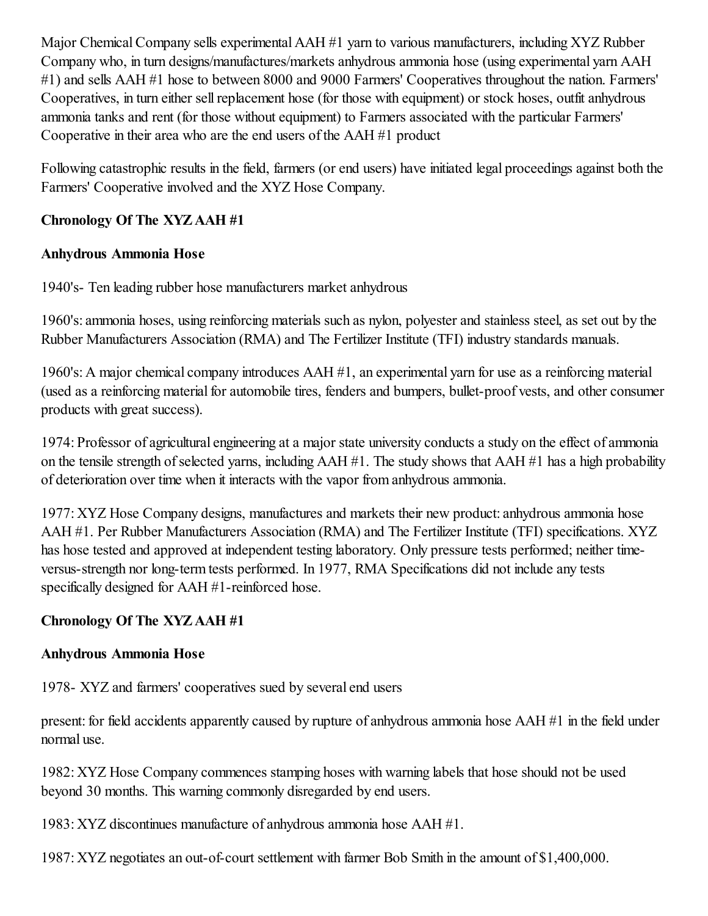Major Chemical Company sells experimental AAH #1 yarn to various manufacturers, including XYZ Rubber Company who, in turn designs/manufactures/markets anhydrous ammonia hose (using experimental yarn AAH #1) and sells AAH #1 hose to between 8000 and 9000 Farmers' Cooperatives throughout the nation. Farmers' Cooperatives, in turn either sell replacement hose (for those with equipment) or stock hoses, outfit anhydrous ammonia tanks and rent (for those without equipment) to Farmers associated with the particular Farmers' Cooperative in their area who are the end users of the AAH #1 product

Following catastrophic results in the field, farmers (or end users) have initiated legal proceedings against both the Farmers' Cooperative involved and the XYZ Hose Company.

**Chronology Of The XYZ AAH #1**

**Anhydrous Ammonia Hose**

1940's- Ten leading rubber hose manufacturers market anhydrous

1960's: ammonia hoses, using reinforcing materials such as nylon, polyester and stainless steel, as set out by the Rubber Manufacturers Association (RMA) and The Fertilizer Institute (TFI) industry standards manuals.

1960's: A major chemical company introduces AAH #1, an experimental yarn for use as a reinforcing material (used as a reinforcing material for automobile tires, fenders and bumpers, bullet-proof vests, and other consumer products with great success).

1974: Professor of agricultural engineering at a major state university conducts a study on the effect of ammonia on the tensile strength of selected yarns, including AAH #1. The study shows that AAH #1 has a high probability of deterioration over time when it interacts with the vapor from anhydrous ammonia.

1977: XYZ Hose Company designs, manufactures and markets their new product: anhydrous ammonia hose AAH #1. Per Rubber Manufacturers Association (RMA) and The Fertilizer Institute (TFI) specifications. XYZ has hose tested and approved at independent testing laboratory. Only pressure tests performed; neither time-versus-strength nor long-term tests performed. In 1977, RMA Specifications did not include any tests specifically designed for AAH #1-reinforced hose.

**Chronology Of The XYZ AAH #1**

**Anhydrous Ammonia Hose**

1978- XYZ and farmers' cooperatives sued by several end users

present: for field accidents apparently caused by rupture of anhydrous ammonia hose AAH #1 in the field under normal use.

1982: XYZ Hose Company commences stamping hoses with warning labels that hose should not be used beyond 30 months. This warning commonly disregarded by end users.

1983: XYZ discontinues manufacture of anhydrous ammonia hose AAH #1.

1987: XYZ negotiates an out-of-court settlement with farmer Bob Smith in the amount of $1,400,000.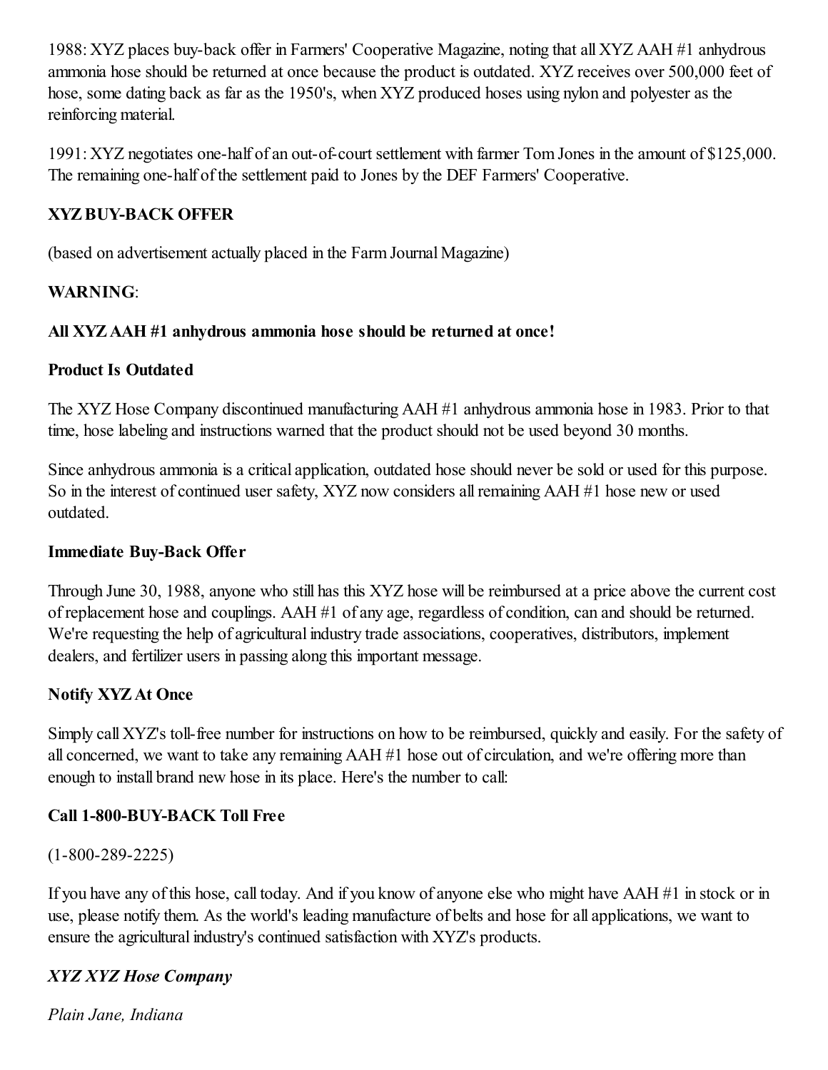1988: XYZ places buy-back offer in Farmers' Cooperative Magazine, noting that all XYZ AAH #1 anhydrous ammonia hose should be returned at once because the product is outdated. XYZ receives over 500,000 feet of hose, some dating back as far as the 1950's, when XYZ produced hoses using nylon and polyester as the reinforcing material.

1991: XYZ negotiates one-half of an out-of-court settlement with farmer Tom Jones in the amount of $125,000. The remaining one-half of the settlement paid to Jones by the DEF Farmers' Cooperative.

**XYZ BUY-BACK OFFER**

(based on advertisement actually placed in the Farm Journal Magazine)

**WARNING**:

**All XYZ AAH #1 anhydrous ammonia hose should be returned at once!**

**Product Is Outdated**

The XYZ Hose Company discontinued manufacturing AAH #1 anhydrous ammonia hose in 1983. Prior to that time, hose labeling and instructions warned that the product should not be used beyond 30 months.

Since anhydrous ammonia is a critical application, outdated hose should never be sold or used for this purpose. So in the interest of continued user safety, XYZ now considers all remaining AAH #1 hose new or used outdated.

**Immediate Buy-Back Offer**

Through June 30, 1988, anyone who still has this XYZ hose will be reimbursed at a price above the current cost of replacement hose and couplings. AAH #1 of any age, regardless of condition, can and should be returned. We're requesting the help of agricultural industry trade associations, cooperatives, distributors, implement dealers, and fertilizer users in passing along this important message.

**Notify XYZ At Once**

Simply call XYZ's toll-free number for instructions on how to be reimbursed, quickly and easily. For the safety of all concerned, we want to take any remaining AAH #1 hose out of circulation, and we're offering more than enough to install brand new hose in its place. Here's the number to call:

**Call 1-800-BUY-BACK Toll Free**

(1-800-289-2225)

If you have any of this hose, call today. And if you know of anyone else who might have AAH #1 in stock or in use, please notify them. As the world's leading manufacture of belts and hose for all applications, we want to ensure the agricultural industry's continued satisfaction with XYZ's products.

***XYZ XYZ Hose Company***

*Plain Jane, Indiana*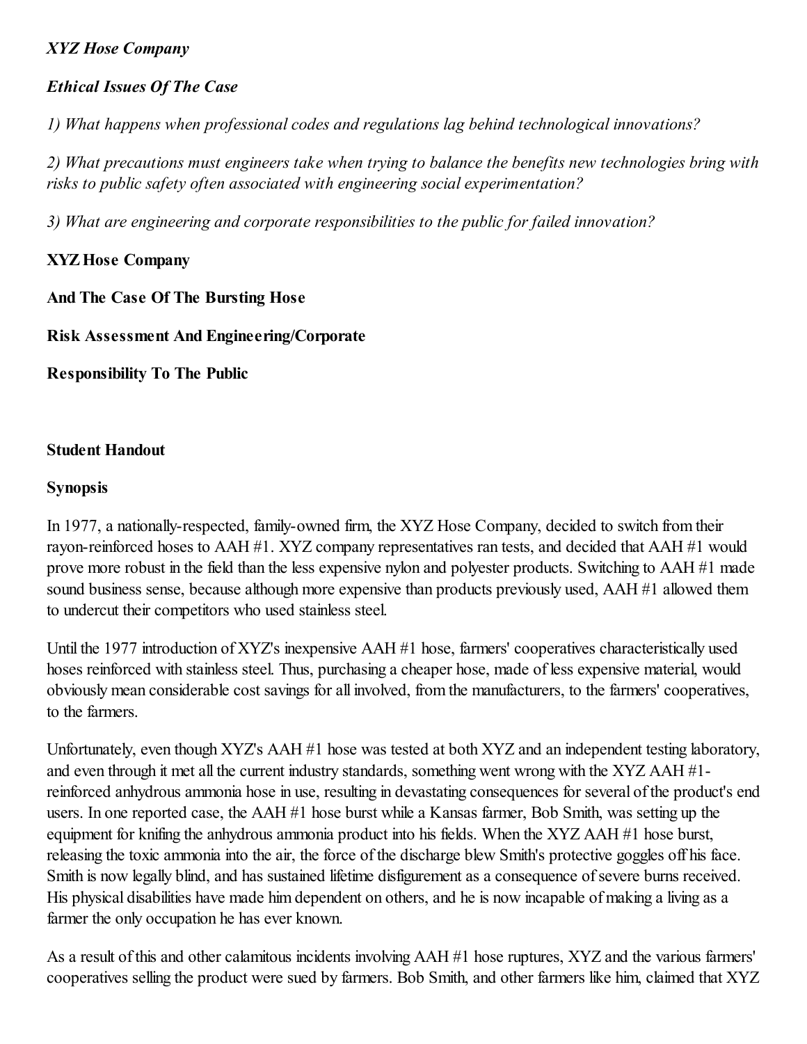*XYZ Hose Company*

*Ethical Issues Of The Case*

*1) What happens when professional codes and regulations lag behind technological innovations?*

*2) What precautions must engineers take when trying to balance the benefits new technologies bring with risks to public safety often associated with engineering social experimentation?*

*3) What are engineering and corporate responsibilities to the public for failed innovation?*

**XYZ Hose Company**

**And The Case Of The Bursting Hose**

**Risk Assessment And Engineering/Corporate**

**Responsibility To The Public**

**Student Handout**

**Synopsis**

In 1977, a nationally-respected, family-owned firm, the XYZ Hose Company, decided to switch from their rayon-reinforced hoses to AAH #1. XYZ company representatives ran tests, and decided that AAH #1 would prove more robust in the field than the less expensive nylon and polyester products. Switching to AAH #1 made sound business sense, because although more expensive than products previously used, AAH #1 allowed them to undercut their competitors who used stainless steel.

Until the 1977 introduction of XYZ's inexpensive AAH #1 hose, farmers' cooperatives characteristically used hoses reinforced with stainless steel. Thus, purchasing a cheaper hose, made of less expensive material, would obviously mean considerable cost savings for all involved, from the manufacturers, to the farmers' cooperatives, to the farmers.

Unfortunately, even though XYZ's AAH #1 hose was tested at both XYZ and an independent testing laboratory, and even through it met all the current industry standards, something went wrong with the XYZ AAH #1-reinforced anhydrous ammonia hose in use, resulting in devastating consequences for several of the product's end users. In one reported case, the AAH #1 hose burst while a Kansas farmer, Bob Smith, was setting up the equipment for knifing the anhydrous ammonia product into his fields. When the XYZ AAH #1 hose burst, releasing the toxic ammonia into the air, the force of the discharge blew Smith's protective goggles off his face. Smith is now legally blind, and has sustained lifetime disfigurement as a consequence of severe burns received. His physical disabilities have made him dependent on others, and he is now incapable of making a living as a farmer the only occupation he has ever known.

As a result of this and other calamitous incidents involving AAH #1 hose ruptures, XYZ and the various farmers' cooperatives selling the product were sued by farmers. Bob Smith, and other farmers like him, claimed that XYZ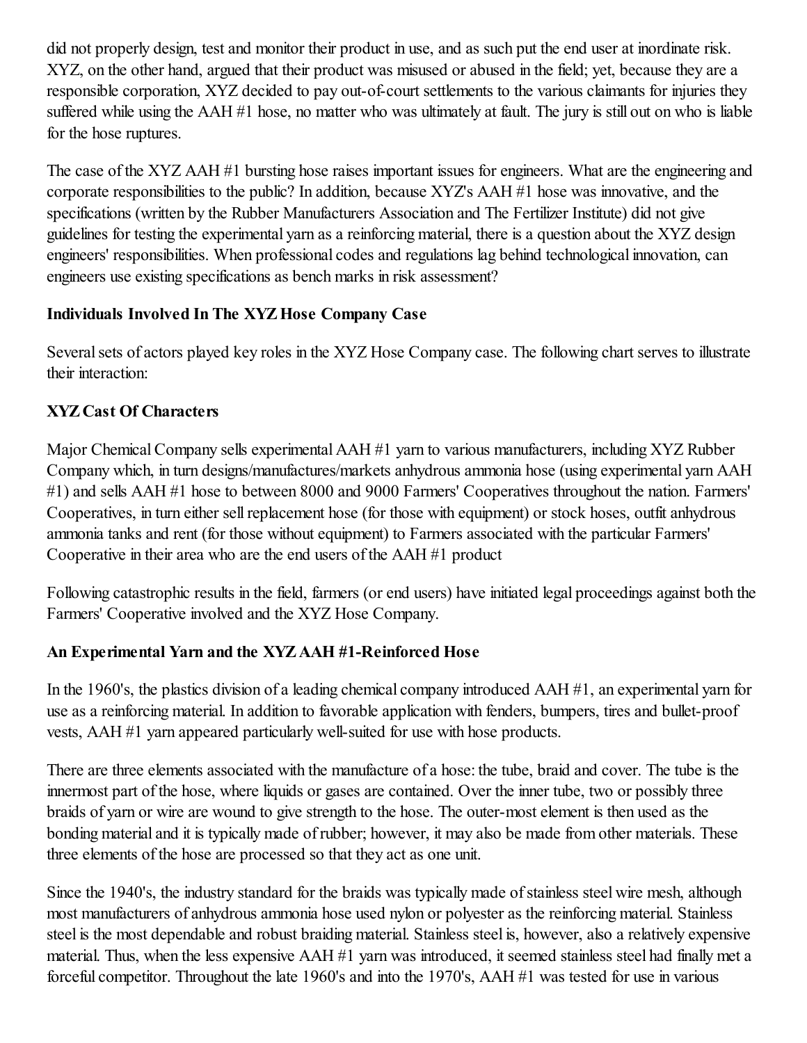did not properly design, test and monitor their product in use, and as such put the end user at inordinate risk. XYZ, on the other hand, argued that their product was misused or abused in the field; yet, because they are a responsible corporation, XYZ decided to pay out-of-court settlements to the various claimants for injuries they suffered while using the AAH #1 hose, no matter who was ultimately at fault. The jury is still out on who is liable for the hose ruptures.

The case of the XYZ AAH #1 bursting hose raises important issues for engineers. What are the engineering and corporate responsibilities to the public? In addition, because XYZ's AAH #1 hose was innovative, and the specifications (written by the Rubber Manufacturers Association and The Fertilizer Institute) did not give guidelines for testing the experimental yarn as a reinforcing material, there is a question about the XYZ design engineers' responsibilities. When professional codes and regulations lag behind technological innovation, can engineers use existing specifications as bench marks in risk assessment?

**Individuals Involved In The XYZ Hose Company Case**

Several sets of actors played key roles in the XYZ Hose Company case. The following chart serves to illustrate their interaction:

**XYZ Cast Of Characters**

Major Chemical Company sells experimental AAH #1 yarn to various manufacturers, including XYZ Rubber Company which, in turn designs/manufactures/markets anhydrous ammonia hose (using experimental yarn AAH #1) and sells AAH #1 hose to between 8000 and 9000 Farmers' Cooperatives throughout the nation. Farmers' Cooperatives, in turn either sell replacement hose (for those with equipment) or stock hoses, outfit anhydrous ammonia tanks and rent (for those without equipment) to Farmers associated with the particular Farmers' Cooperative in their area who are the end users of the AAH #1 product

Following catastrophic results in the field, farmers (or end users) have initiated legal proceedings against both the Farmers' Cooperative involved and the XYZ Hose Company.

**An Experimental Yarn and the XYZ AAH #1-Reinforced Hose**

In the 1960's, the plastics division of a leading chemical company introduced AAH #1, an experimental yarn for use as a reinforcing material. In addition to favorable application with fenders, bumpers, tires and bullet-proof vests, AAH #1 yarn appeared particularly well-suited for use with hose products.

There are three elements associated with the manufacture of a hose: the tube, braid and cover. The tube is the innermost part of the hose, where liquids or gases are contained. Over the inner tube, two or possibly three braids of yarn or wire are wound to give strength to the hose. The outer-most element is then used as the bonding material and it is typically made of rubber; however, it may also be made from other materials. These three elements of the hose are processed so that they act as one unit.

Since the 1940's, the industry standard for the braids was typically made of stainless steel wire mesh, although most manufacturers of anhydrous ammonia hose used nylon or polyester as the reinforcing material. Stainless steel is the most dependable and robust braiding material. Stainless steel is, however, also a relatively expensive material. Thus, when the less expensive AAH #1 yarn was introduced, it seemed stainless steel had finally met a forceful competitor. Throughout the late 1960's and into the 1970's, AAH #1 was tested for use in various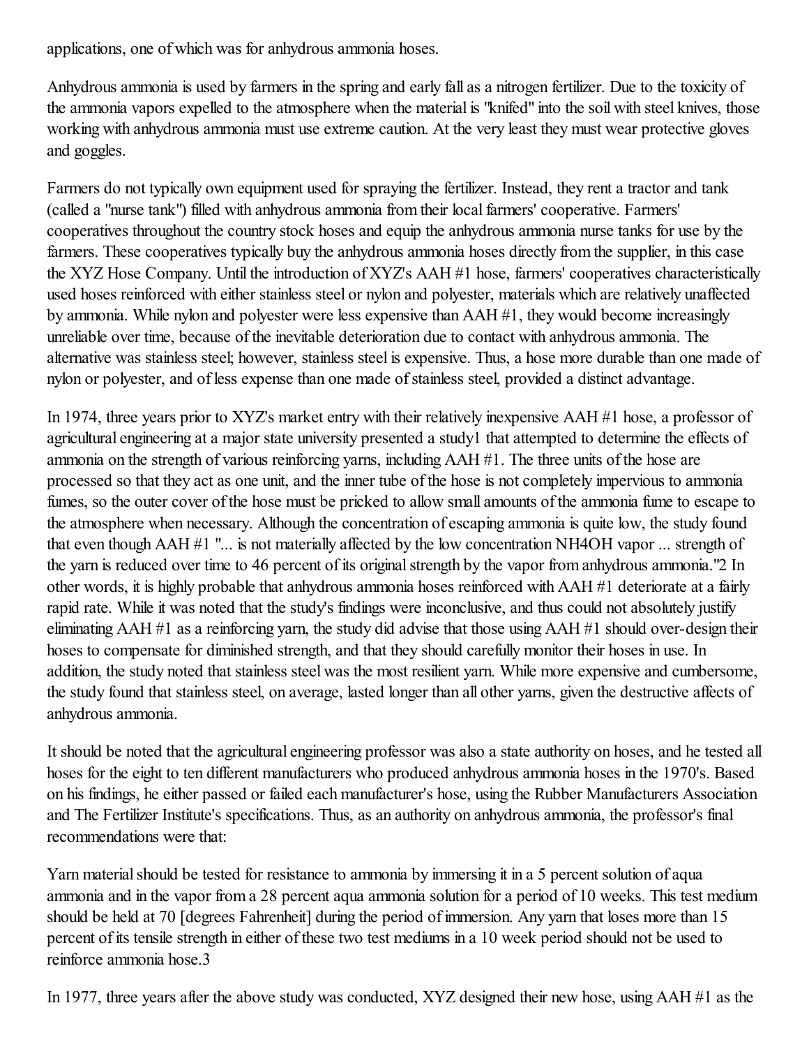applications, one of which was for anhydrous ammonia hoses.

Anhydrous ammonia is used by farmers in the spring and early fall as a nitrogen fertilizer. Due to the toxicity of the ammonia vapors expelled to the atmosphere when the material is "knifed" into the soil with steel knives, those working with anhydrous ammonia must use extreme caution. At the very least they must wear protective gloves and goggles.

Farmers do not typically own equipment used for spraying the fertilizer. Instead, they rent a tractor and tank (called a "nurse tank") filled with anhydrous ammonia from their local farmers' cooperative. Farmers' cooperatives throughout the country stock hoses and equip the anhydrous ammonia nurse tanks for use by the farmers. These cooperatives typically buy the anhydrous ammonia hoses directly from the supplier, in this case the XYZ Hose Company. Until the introduction of XYZ's AAH #1 hose, farmers' cooperatives characteristically used hoses reinforced with either stainless steel or nylon and polyester, materials which are relatively unaffected by ammonia. While nylon and polyester were less expensive than AAH #1, they would become increasingly unreliable over time, because of the inevitable deterioration due to contact with anhydrous ammonia. The alternative was stainless steel; however, stainless steel is expensive. Thus, a hose more durable than one made of nylon or polyester, and of less expense than one made of stainless steel, provided a distinct advantage.

In 1974, three years prior to XYZ's market entry with their relatively inexpensive AAH #1 hose, a professor of agricultural engineering at a major state university presented a study[1] that attempted to determine the effects of ammonia on the strength of various reinforcing yarns, including AAH #1. The three units of the hose are processed so that they act as one unit, and the inner tube of the hose is not completely impervious to ammonia fumes, so the outer cover of the hose must be pricked to allow small amounts of the ammonia fume to escape to the atmosphere when necessary. Although the concentration of escaping ammonia is quite low, the study found that even though AAH #1 "... is not materially affected by the low concentration $NH_4OH$ vapor ... strength of the yarn is reduced over time to 46 percent of its original strength by the vapor from anhydrous ammonia."[2] In other words, it is highly probable that anhydrous ammonia hoses reinforced with AAH #1 deteriorate at a fairly rapid rate. While it was noted that the study's findings were inconclusive, and thus could not absolutely justify eliminating AAH #1 as a reinforcing yarn, the study did advise that those using AAH #1 should over-design their hoses to compensate for diminished strength, and that they should carefully monitor their hoses in use. In addition, the study noted that stainless steel was the most resilient yarn. While more expensive and cumbersome, the study found that stainless steel, on average, lasted longer than all other yarns, given the destructive affects of anhydrous ammonia.

It should be noted that the agricultural engineering professor was also a state authority on hoses, and he tested all hoses for the eight to ten different manufacturers who produced anhydrous ammonia hoses in the 1970's. Based on his findings, he either passed or failed each manufacturer's hose, using the Rubber Manufacturers Association and The Fertilizer Institute's specifications. Thus, as an authority on anhydrous ammonia, the professor's final recommendations were that:

Yarn material should be tested for resistance to ammonia by immersing it in a 5 percent solution of aqua ammonia and in the vapor from a 28 percent aqua ammonia solution for a period of 10 weeks. This test medium should be held at 70 [degrees Fahrenheit] during the period of immersion. Any yarn that loses more than 15 percent of its tensile strength in either of these two test mediums in a 10 week period should not be used to reinforce ammonia hose.[3]

In 1977, three years after the above study was conducted, XYZ designed their new hose, using AAH #1 as the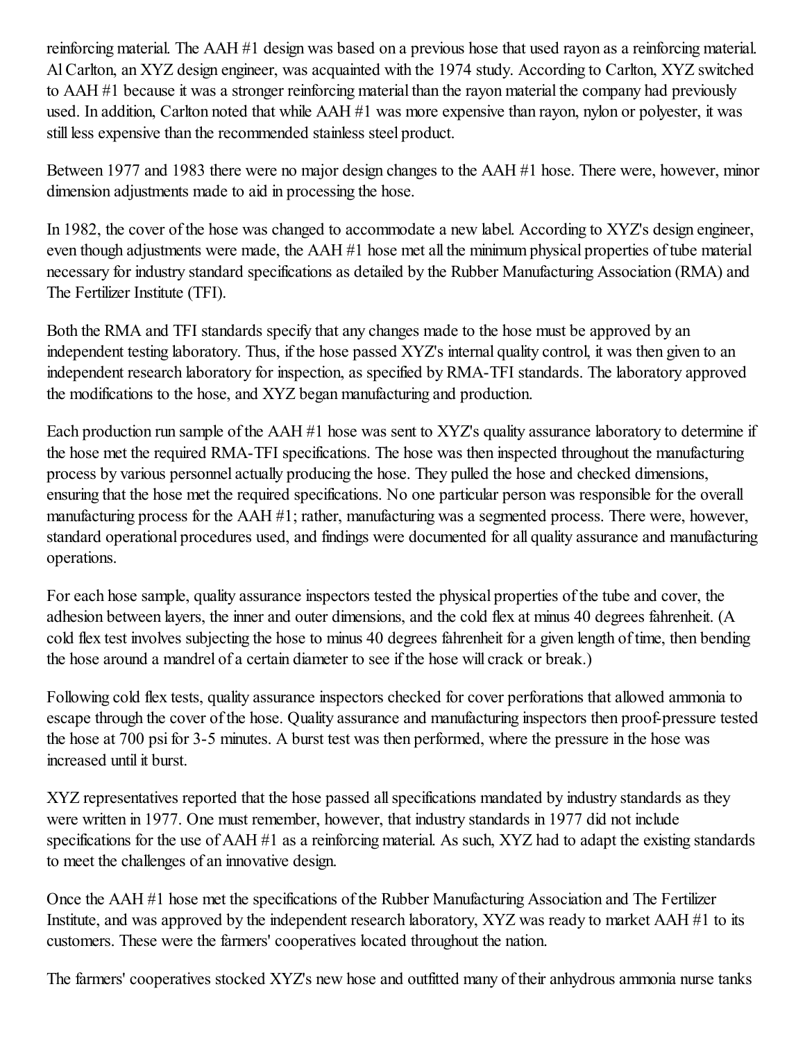reinforcing material. The AAH #1 design was based on a previous hose that used rayon as a reinforcing material. Al Carlton, an XYZ design engineer, was acquainted with the 1974 study. According to Carlton, XYZ switched to AAH #1 because it was a stronger reinforcing material than the rayon material the company had previously used. In addition, Carlton noted that while AAH #1 was more expensive than rayon, nylon or polyester, it was still less expensive than the recommended stainless steel product.

Between 1977 and 1983 there were no major design changes to the AAH #1 hose. There were, however, minor dimension adjustments made to aid in processing the hose.

In 1982, the cover of the hose was changed to accommodate a new label. According to XYZ's design engineer, even though adjustments were made, the AAH #1 hose met all the minimum physical properties of tube material necessary for industry standard specifications as detailed by the Rubber Manufacturing Association (RMA) and The Fertilizer Institute (TFI).

Both the RMA and TFI standards specify that any changes made to the hose must be approved by an independent testing laboratory. Thus, if the hose passed XYZ's internal quality control, it was then given to an independent research laboratory for inspection, as specified by RMA-TFI standards. The laboratory approved the modifications to the hose, and XYZ began manufacturing and production.

Each production run sample of the AAH #1 hose was sent to XYZ's quality assurance laboratory to determine if the hose met the required RMA-TFI specifications. The hose was then inspected throughout the manufacturing process by various personnel actually producing the hose. They pulled the hose and checked dimensions, ensuring that the hose met the required specifications. No one particular person was responsible for the overall manufacturing process for the AAH #1; rather, manufacturing was a segmented process. There were, however, standard operational procedures used, and findings were documented for all quality assurance and manufacturing operations.

For each hose sample, quality assurance inspectors tested the physical properties of the tube and cover, the adhesion between layers, the inner and outer dimensions, and the cold flex at minus 40 degrees fahrenheit. (A cold flex test involves subjecting the hose to minus 40 degrees fahrenheit for a given length of time, then bending the hose around a mandrel of a certain diameter to see if the hose will crack or break.)

Following cold flex tests, quality assurance inspectors checked for cover perforations that allowed ammonia to escape through the cover of the hose. Quality assurance and manufacturing inspectors then proof-pressure tested the hose at 700 psi for 3-5 minutes. A burst test was then performed, where the pressure in the hose was increased until it burst.

XYZ representatives reported that the hose passed all specifications mandated by industry standards as they were written in 1977. One must remember, however, that industry standards in 1977 did not include specifications for the use of AAH #1 as a reinforcing material. As such, XYZ had to adapt the existing standards to meet the challenges of an innovative design.

Once the AAH #1 hose met the specifications of the Rubber Manufacturing Association and The Fertilizer Institute, and was approved by the independent research laboratory, XYZ was ready to market AAH #1 to its customers. These were the farmers' cooperatives located throughout the nation.

The farmers' cooperatives stocked XYZ's new hose and outfitted many of their anhydrous ammonia nurse tanks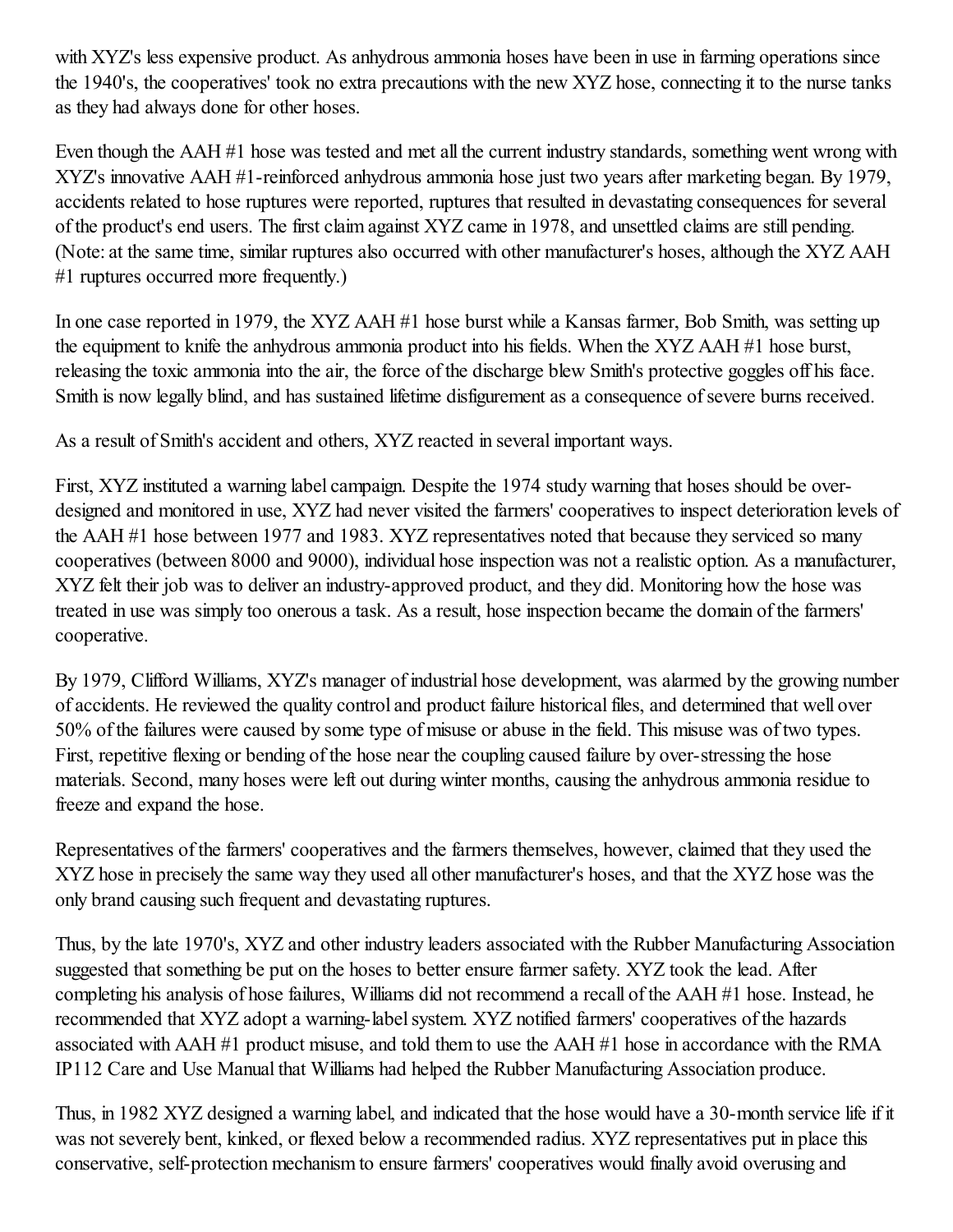with XYZ's less expensive product. As anhydrous ammonia hoses have been in use in farming operations since the 1940's, the cooperatives' took no extra precautions with the new XYZ hose, connecting it to the nurse tanks as they had always done for other hoses.

Even though the AAH #1 hose was tested and met all the current industry standards, something went wrong with XYZ's innovative AAH #1-reinforced anhydrous ammonia hose just two years after marketing began. By 1979, accidents related to hose ruptures were reported, ruptures that resulted in devastating consequences for several of the product's end users. The first claim against XYZ came in 1978, and unsettled claims are still pending. (Note: at the same time, similar ruptures also occurred with other manufacturer's hoses, although the XYZ AAH #1 ruptures occurred more frequently.)

In one case reported in 1979, the XYZ AAH #1 hose burst while a Kansas farmer, Bob Smith, was setting up the equipment to knife the anhydrous ammonia product into his fields. When the XYZ AAH #1 hose burst, releasing the toxic ammonia into the air, the force of the discharge blew Smith's protective goggles off his face. Smith is now legally blind, and has sustained lifetime disfigurement as a consequence of severe burns received.

As a result of Smith's accident and others, XYZ reacted in several important ways.

First, XYZ instituted a warning label campaign. Despite the 1974 study warning that hoses should be over-designed and monitored in use, XYZ had never visited the farmers' cooperatives to inspect deterioration levels of the AAH #1 hose between 1977 and 1983. XYZ representatives noted that because they serviced so many cooperatives (between 8000 and 9000), individual hose inspection was not a realistic option. As a manufacturer, XYZ felt their job was to deliver an industry-approved product, and they did. Monitoring how the hose was treated in use was simply too onerous a task. As a result, hose inspection became the domain of the farmers' cooperative.

By 1979, Clifford Williams, XYZ's manager of industrial hose development, was alarmed by the growing number of accidents. He reviewed the quality control and product failure historical files, and determined that well over 50% of the failures were caused by some type of misuse or abuse in the field. This misuse was of two types. First, repetitive flexing or bending of the hose near the coupling caused failure by over-stressing the hose materials. Second, many hoses were left out during winter months, causing the anhydrous ammonia residue to freeze and expand the hose.

Representatives of the farmers' cooperatives and the farmers themselves, however, claimed that they used the XYZ hose in precisely the same way they used all other manufacturer's hoses, and that the XYZ hose was the only brand causing such frequent and devastating ruptures.

Thus, by the late 1970's, XYZ and other industry leaders associated with the Rubber Manufacturing Association suggested that something be put on the hoses to better ensure farmer safety. XYZ took the lead. After completing his analysis of hose failures, Williams did not recommend a recall of the AAH #1 hose. Instead, he recommended that XYZ adopt a warning-label system. XYZ notified farmers' cooperatives of the hazards associated with AAH #1 product misuse, and told them to use the AAH #1 hose in accordance with the RMA IP112 Care and Use Manual that Williams had helped the Rubber Manufacturing Association produce.

Thus, in 1982 XYZ designed a warning label, and indicated that the hose would have a 30-month service life if it was not severely bent, kinked, or flexed below a recommended radius. XYZ representatives put in place this conservative, self-protection mechanism to ensure farmers' cooperatives would finally avoid overusing and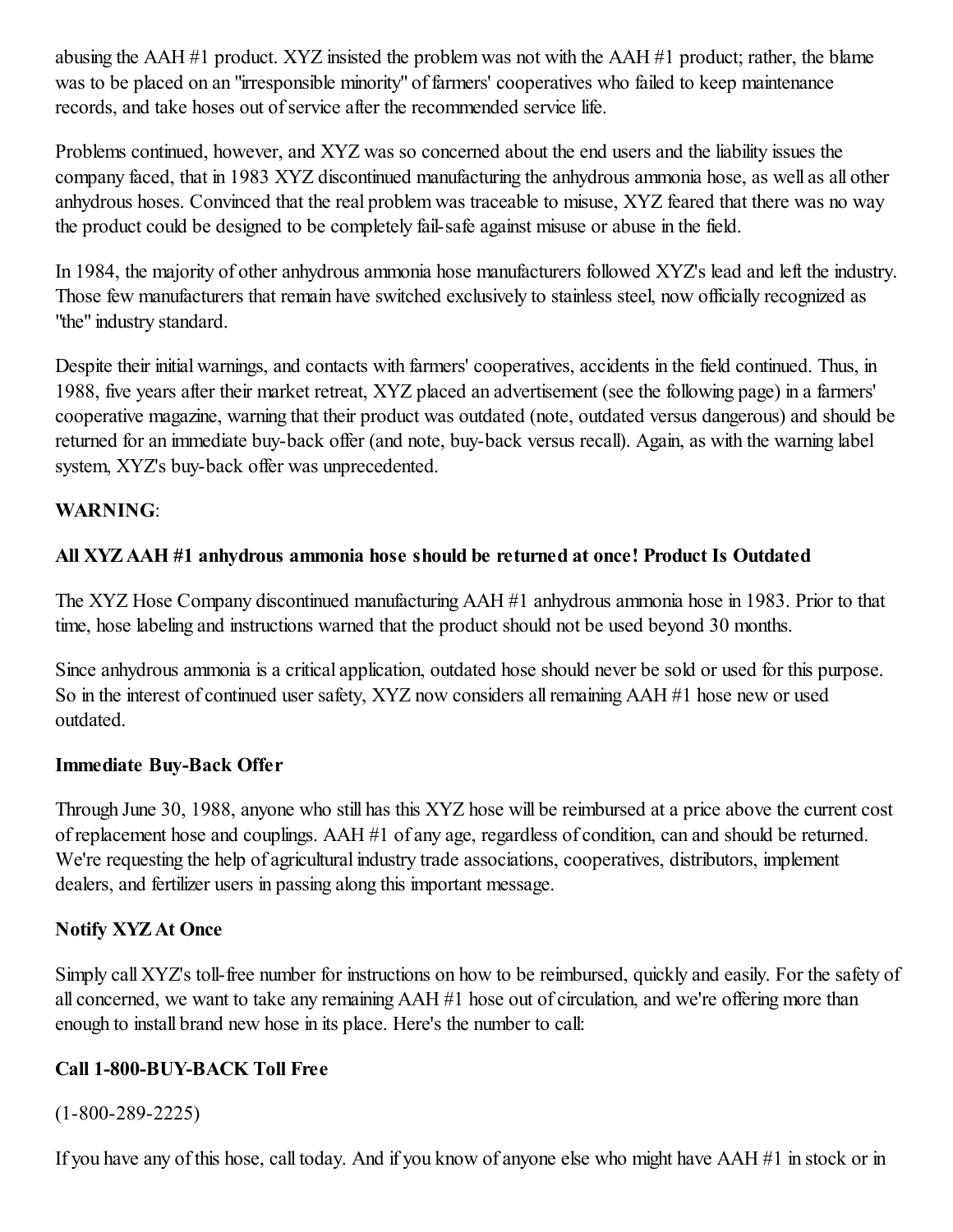abusing the AAH #1 product. XYZ insisted the problem was not with the AAH #1 product; rather, the blame was to be placed on an "irresponsible minority" of farmers' cooperatives who failed to keep maintenance records, and take hoses out of service after the recommended service life.

Problems continued, however, and XYZ was so concerned about the end users and the liability issues the company faced, that in 1983 XYZ discontinued manufacturing the anhydrous ammonia hose, as well as all other anhydrous hoses. Convinced that the real problem was traceable to misuse, XYZ feared that there was no way the product could be designed to be completely fail-safe against misuse or abuse in the field.

In 1984, the majority of other anhydrous ammonia hose manufacturers followed XYZ's lead and left the industry. Those few manufacturers that remain have switched exclusively to stainless steel, now officially recognized as "the" industry standard.

Despite their initial warnings, and contacts with farmers' cooperatives, accidents in the field continued. Thus, in 1988, five years after their market retreat, XYZ placed an advertisement (see the following page) in a farmers' cooperative magazine, warning that their product was outdated (note, outdated versus dangerous) and should be returned for an immediate buy-back offer (and note, buy-back versus recall). Again, as with the warning label system, XYZ's buy-back offer was unprecedented.

**WARNING**:

**All XYZ AAH #1 anhydrous ammonia hose should be returned at once! Product Is Outdated**

The XYZ Hose Company discontinued manufacturing AAH #1 anhydrous ammonia hose in 1983. Prior to that time, hose labeling and instructions warned that the product should not be used beyond 30 months.

Since anhydrous ammonia is a critical application, outdated hose should never be sold or used for this purpose. So in the interest of continued user safety, XYZ now considers all remaining AAH #1 hose new or used outdated.

**Immediate Buy-Back Offer**

Through June 30, 1988, anyone who still has this XYZ hose will be reimbursed at a price above the current cost of replacement hose and couplings. AAH #1 of any age, regardless of condition, can and should be returned. We're requesting the help of agricultural industry trade associations, cooperatives, distributors, implement dealers, and fertilizer users in passing along this important message.

**Notify XYZ At Once**

Simply call XYZ's toll-free number for instructions on how to be reimbursed, quickly and easily. For the safety of all concerned, we want to take any remaining AAH #1 hose out of circulation, and we're offering more than enough to install brand new hose in its place. Here's the number to call:

**Call 1-800-BUY-BACK Toll Free**

(1-800-289-2225)

If you have any of this hose, call today. And if you know of anyone else who might have AAH #1 in stock or in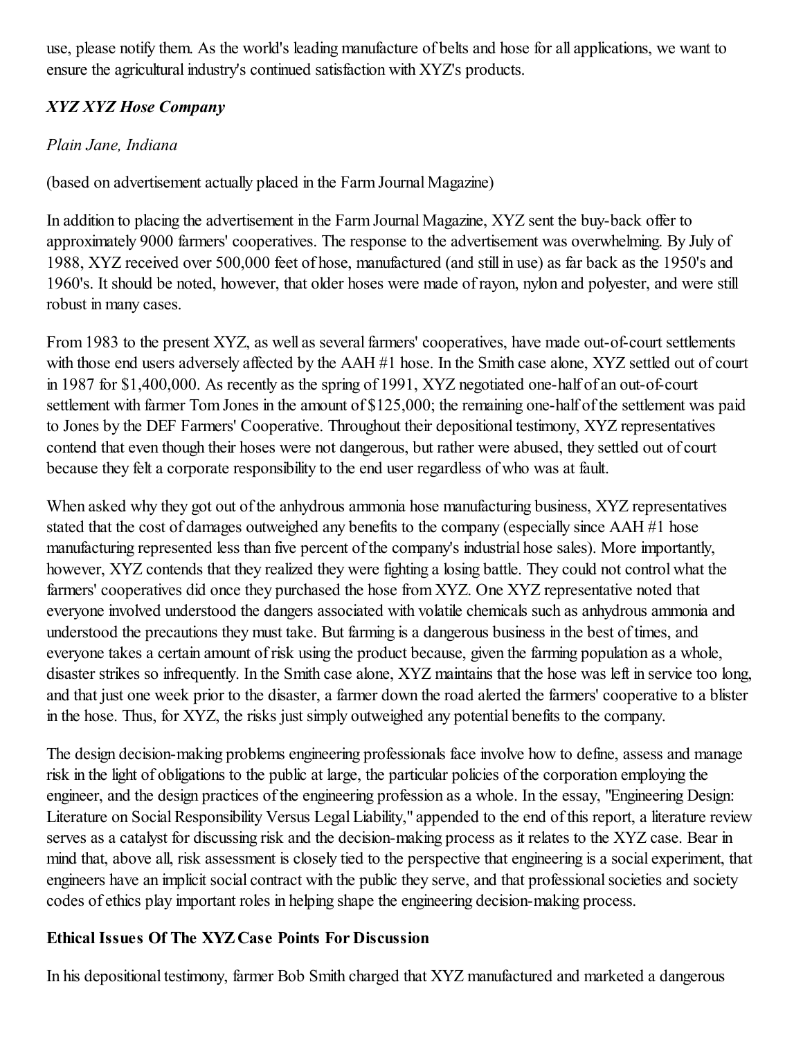use, please notify them. As the world's leading manufacture of belts and hose for all applications, we want to ensure the agricultural industry's continued satisfaction with XYZ's products.

***XYZ XYZ Hose Company***

*Plain Jane, Indiana*

(based on advertisement actually placed in the Farm Journal Magazine)

In addition to placing the advertisement in the Farm Journal Magazine, XYZ sent the buy-back offer to approximately 9000 farmers' cooperatives. The response to the advertisement was overwhelming. By July of 1988, XYZ received over 500,000 feet of hose, manufactured (and still in use) as far back as the 1950's and 1960's. It should be noted, however, that older hoses were made of rayon, nylon and polyester, and were still robust in many cases.

From 1983 to the present XYZ, as well as several farmers' cooperatives, have made out-of-court settlements with those end users adversely affected by the AAH #1 hose. In the Smith case alone, XYZ settled out of court in 1987 for $1,400,000. As recently as the spring of 1991, XYZ negotiated one-half of an out-of-court settlement with farmer Tom Jones in the amount of $125,000; the remaining one-half of the settlement was paid to Jones by the DEF Farmers' Cooperative. Throughout their depositional testimony, XYZ representatives contend that even though their hoses were not dangerous, but rather were abused, they settled out of court because they felt a corporate responsibility to the end user regardless of who was at fault.

When asked why they got out of the anhydrous ammonia hose manufacturing business, XYZ representatives stated that the cost of damages outweighed any benefits to the company (especially since AAH #1 hose manufacturing represented less than five percent of the company's industrial hose sales). More importantly, however, XYZ contends that they realized they were fighting a losing battle. They could not control what the farmers' cooperatives did once they purchased the hose from XYZ. One XYZ representative noted that everyone involved understood the dangers associated with volatile chemicals such as anhydrous ammonia and understood the precautions they must take. But farming is a dangerous business in the best of times, and everyone takes a certain amount of risk using the product because, given the farming population as a whole, disaster strikes so infrequently. In the Smith case alone, XYZ maintains that the hose was left in service too long, and that just one week prior to the disaster, a farmer down the road alerted the farmers' cooperative to a blister in the hose. Thus, for XYZ, the risks just simply outweighed any potential benefits to the company.

The design decision-making problems engineering professionals face involve how to define, assess and manage risk in the light of obligations to the public at large, the particular policies of the corporation employing the engineer, and the design practices of the engineering profession as a whole. In the essay, "Engineering Design: Literature on Social Responsibility Versus Legal Liability," appended to the end of this report, a literature review serves as a catalyst for discussing risk and the decision-making process as it relates to the XYZ case. Bear in mind that, above all, risk assessment is closely tied to the perspective that engineering is a social experiment, that engineers have an implicit social contract with the public they serve, and that professional societies and society codes of ethics play important roles in helping shape the engineering decision-making process.

### Ethical Issues Of The XYZ Case Points For Discussion

In his depositional testimony, farmer Bob Smith charged that XYZ manufactured and marketed a dangerous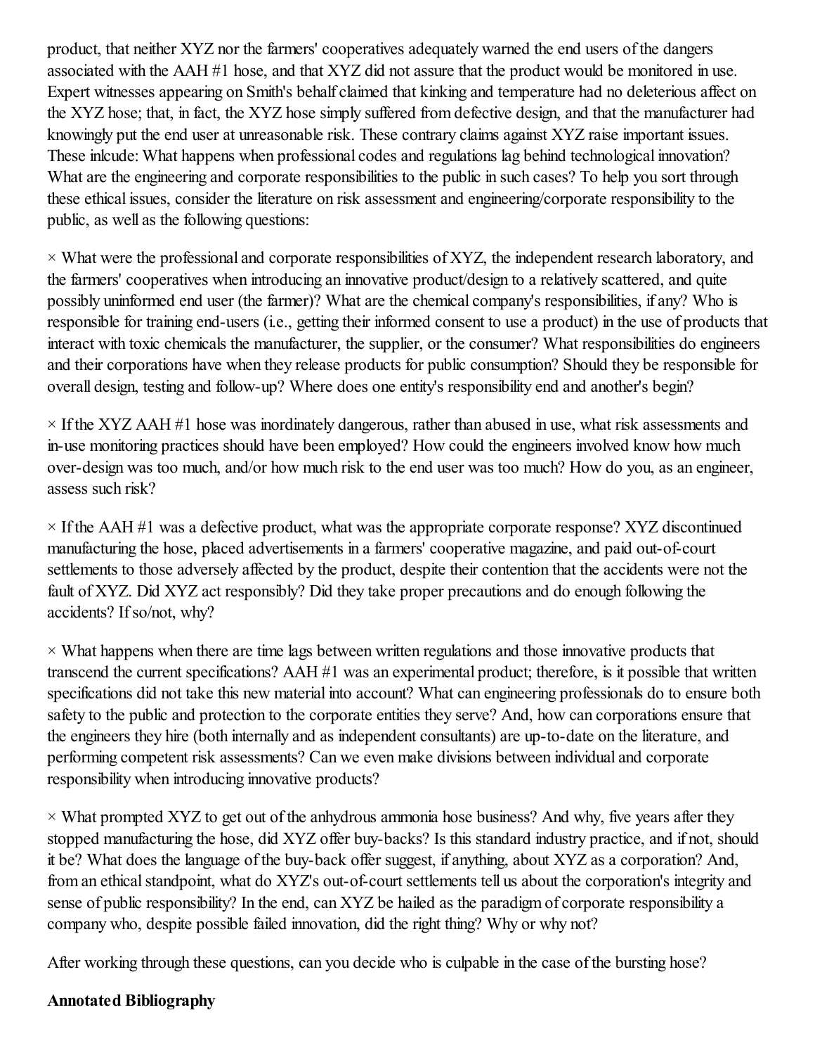product, that neither XYZ nor the farmers' cooperatives adequately warned the end users of the dangers associated with the AAH #1 hose, and that XYZ did not assure that the product would be monitored in use. Expert witnesses appearing on Smith's behalf claimed that kinking and temperature had no deleterious affect on the XYZ hose; that, in fact, the XYZ hose simply suffered from defective design, and that the manufacturer had knowingly put the end user at unreasonable risk. These contrary claims against XYZ raise important issues. These inlcude: What happens when professional codes and regulations lag behind technological innovation? What are the engineering and corporate responsibilities to the public in such cases? To help you sort through these ethical issues, consider the literature on risk assessment and engineering/corporate responsibility to the public, as well as the following questions:

× What were the professional and corporate responsibilities of XYZ, the independent research laboratory, and the farmers' cooperatives when introducing an innovative product/design to a relatively scattered, and quite possibly uninformed end user (the farmer)? What are the chemical company's responsibilities, if any? Who is responsible for training end-users (i.e., getting their informed consent to use a product) in the use of products that interact with toxic chemicals the manufacturer, the supplier, or the consumer? What responsibilities do engineers and their corporations have when they release products for public consumption? Should they be responsible for overall design, testing and follow-up? Where does one entity's responsibility end and another's begin?

× If the XYZ AAH #1 hose was inordinately dangerous, rather than abused in use, what risk assessments and in-use monitoring practices should have been employed? How could the engineers involved know how much over-design was too much, and/or how much risk to the end user was too much? How do you, as an engineer, assess such risk?

× If the AAH #1 was a defective product, what was the appropriate corporate response? XYZ discontinued manufacturing the hose, placed advertisements in a farmers' cooperative magazine, and paid out-of-court settlements to those adversely affected by the product, despite their contention that the accidents were not the fault of XYZ. Did XYZ act responsibly? Did they take proper precautions and do enough following the accidents? If so/not, why?

× What happens when there are time lags between written regulations and those innovative products that transcend the current specifications? AAH #1 was an experimental product; therefore, is it possible that written specifications did not take this new material into account? What can engineering professionals do to ensure both safety to the public and protection to the corporate entities they serve? And, how can corporations ensure that the engineers they hire (both internally and as independent consultants) are up-to-date on the literature, and performing competent risk assessments? Can we even make divisions between individual and corporate responsibility when introducing innovative products?

× What prompted XYZ to get out of the anhydrous ammonia hose business? And why, five years after they stopped manufacturing the hose, did XYZ offer buy-backs? Is this standard industry practice, and if not, should it be? What does the language of the buy-back offer suggest, if anything, about XYZ as a corporation? And, from an ethical standpoint, what do XYZ's out-of-court settlements tell us about the corporation's integrity and sense of public responsibility? In the end, can XYZ be hailed as the paradigm of corporate responsibility a company who, despite possible failed innovation, did the right thing? Why or why not?

After working through these questions, can you decide who is culpable in the case of the bursting hose?

**Annotated Bibliography**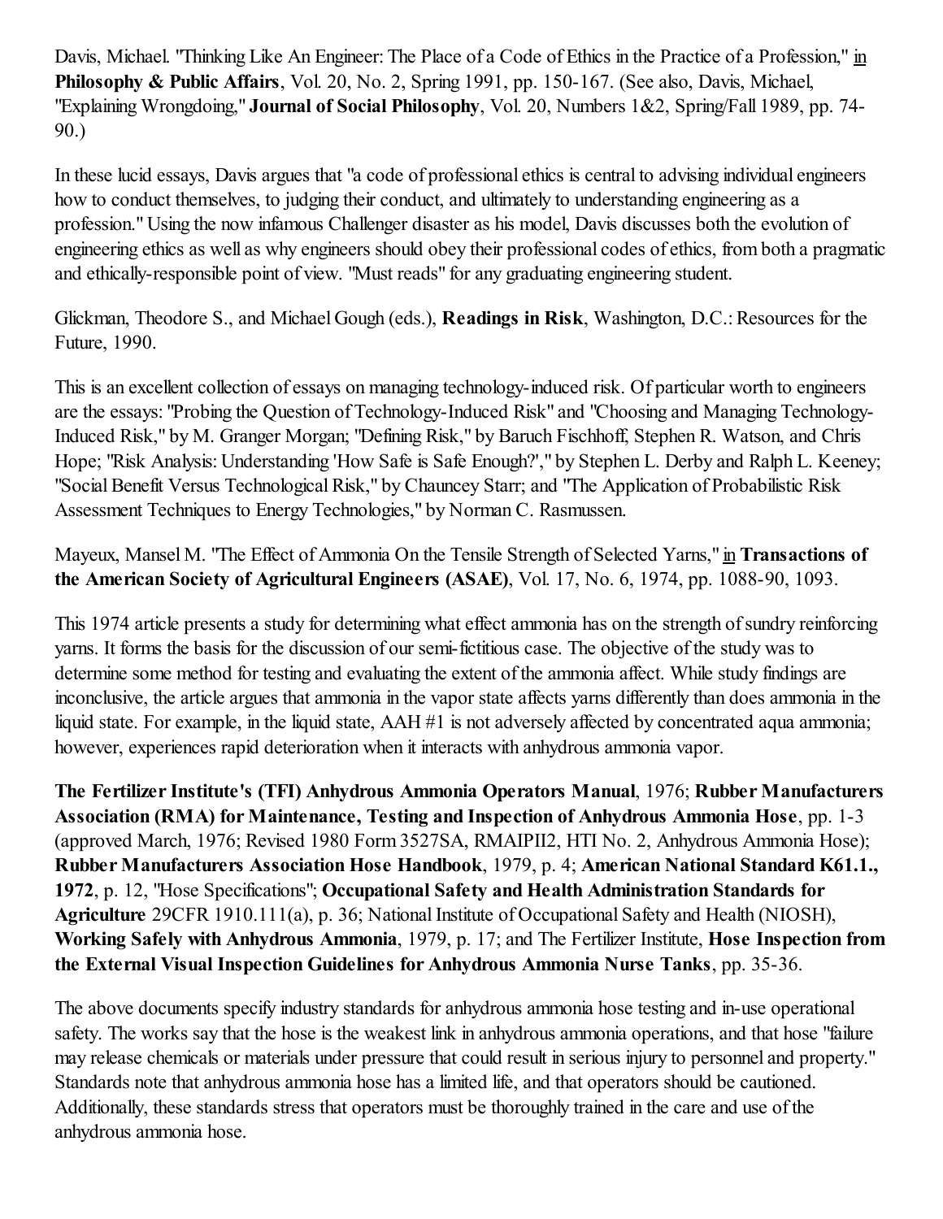Davis, Michael. "Thinking Like An Engineer: The Place of a Code of Ethics in the Practice of a Profession," in **Philosophy & Public Affairs**, Vol. 20, No. 2, Spring 1991, pp. 150-167. (See also, Davis, Michael, "Explaining Wrongdoing," **Journal of Social Philosophy**, Vol. 20, Numbers 1&2, Spring/Fall 1989, pp. 74-90.)

In these lucid essays, Davis argues that "a code of professional ethics is central to advising individual engineers how to conduct themselves, to judging their conduct, and ultimately to understanding engineering as a profession." Using the now infamous Challenger disaster as his model, Davis discusses both the evolution of engineering ethics as well as why engineers should obey their professional codes of ethics, from both a pragmatic and ethically-responsible point of view. "Must reads" for any graduating engineering student.

Glickman, Theodore S., and Michael Gough (eds.), **Readings in Risk**, Washington, D.C.: Resources for the Future, 1990.

This is an excellent collection of essays on managing technology-induced risk. Of particular worth to engineers are the essays: "Probing the Question of Technology-Induced Risk" and "Choosing and Managing Technology-Induced Risk," by M. Granger Morgan; "Defining Risk," by Baruch Fischhoff, Stephen R. Watson, and Chris Hope; "Risk Analysis: Understanding 'How Safe is Safe Enough?'," by Stephen L. Derby and Ralph L. Keeney; "Social Benefit Versus Technological Risk," by Chauncey Starr; and "The Application of Probabilistic Risk Assessment Techniques to Energy Technologies," by Norman C. Rasmussen.

Mayeux, Mansel M. "The Effect of Ammonia On the Tensile Strength of Selected Yarns," in **Transactions of the American Society of Agricultural Engineers (ASAE)**, Vol. 17, No. 6, 1974, pp. 1088-90, 1093.

This 1974 article presents a study for determining what effect ammonia has on the strength of sundry reinforcing yarns. It forms the basis for the discussion of our semi-fictitious case. The objective of the study was to determine some method for testing and evaluating the extent of the ammonia affect. While study findings are inconclusive, the article argues that ammonia in the vapor state affects yarns differently than does ammonia in the liquid state. For example, in the liquid state, AAH #1 is not adversely affected by concentrated aqua ammonia; however, experiences rapid deterioration when it interacts with anhydrous ammonia vapor.

**The Fertilizer Institute's (TFI) Anhydrous Ammonia Operators Manual**, 1976; **Rubber Manufacturers Association (RMA) for Maintenance, Testing and Inspection of Anhydrous Ammonia Hose**, pp. 1-3 (approved March, 1976; Revised 1980 Form 3527SA, RMAIPII2, HTI No. 2, Anhydrous Ammonia Hose); **Rubber Manufacturers Association Hose Handbook**, 1979, p. 4; **American National Standard K61.1., 1972**, p. 12, "Hose Specifications"; **Occupational Safety and Health Administration Standards for Agriculture** 29CFR 1910.111(a), p. 36; National Institute of Occupational Safety and Health (NIOSH), **Working Safely with Anhydrous Ammonia**, 1979, p. 17; and The Fertilizer Institute, **Hose Inspection from the External Visual Inspection Guidelines for Anhydrous Ammonia Nurse Tanks**, pp. 35-36.

The above documents specify industry standards for anhydrous ammonia hose testing and in-use operational safety. The works say that the hose is the weakest link in anhydrous ammonia operations, and that hose "failure may release chemicals or materials under pressure that could result in serious injury to personnel and property." Standards note that anhydrous ammonia hose has a limited life, and that operators should be cautioned. Additionally, these standards stress that operators must be thoroughly trained in the care and use of the anhydrous ammonia hose.